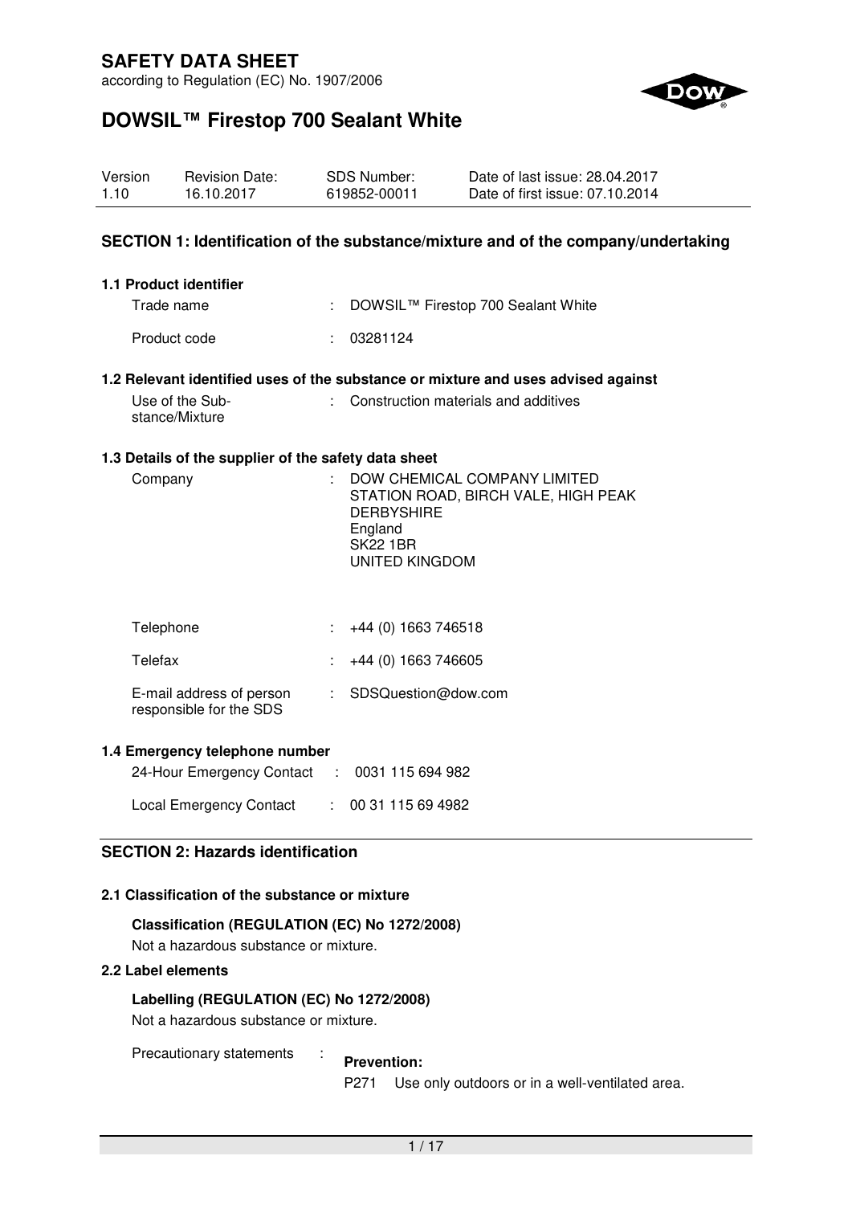# SAFETY DATA SHEET

according to Regulation (EC) No. 1907/2006

# DOWSIL™ Firestop 700 Sealant White

| Version | Revision Date: | SDS Number: | Date of last issue: 28.04.2017 |
|---|---|---|---|
| 1.10 | 16.10.2017 | 619852-00011 | Date of first issue: 07.10.2014 |

## SECTION 1: Identification of the substance/mixture and of the company/undertaking

### 1.1 Product identifier

Trade name : DOWSIL™ Firestop 700 Sealant White

Product code : 03281124

### 1.2 Relevant identified uses of the substance or mixture and uses advised against

Use of the Substance/Mixture : Construction materials and additives

### 1.3 Details of the supplier of the safety data sheet

Company : DOW CHEMICAL COMPANY LIMITED
STATION ROAD, BIRCH VALE, HIGH PEAK
DERBYSHIRE
England
SK22 1BR
UNITED KINGDOM

Telephone : +44 (0) 1663 746518

Telefax : +44 (0) 1663 746605

E-mail address of person responsible for the SDS : SDSQuestion@dow.com

### 1.4 Emergency telephone number

24-Hour Emergency Contact : 0031 115 694 982

Local Emergency Contact : 00 31 115 69 4982

## SECTION 2: Hazards identification

### 2.1 Classification of the substance or mixture

**Classification (REGULATION (EC) No 1272/2008)**

Not a hazardous substance or mixture.

### 2.2 Label elements

**Labelling (REGULATION (EC) No 1272/2008)**

Not a hazardous substance or mixture.

Precautionary statements :

**Prevention:**

P271 Use only outdoors or in a well-ventilated area.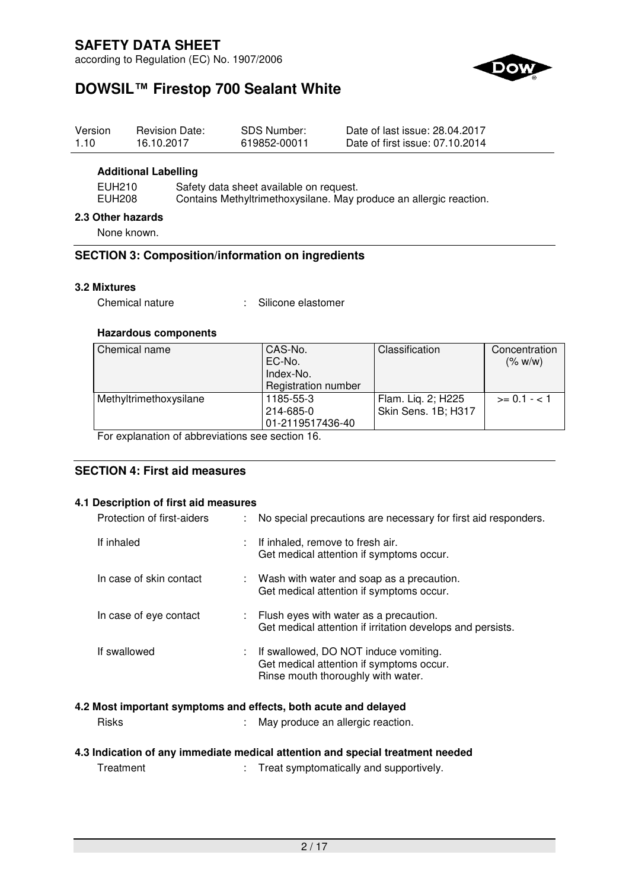| Version | Revision Date: | SDS Number: | Date of last issue: 28.04.2017 |
|---|---|---|---|
| 1.10 | 16.10.2017 | 619852-00011 | Date of first issue: 07.10.2014 |

**Additional Labelling**

EUH210 Safety data sheet available on request.
EUH208 Contains Methyltrimethoxysilane. May produce an allergic reaction.

### 2.3 Other hazards

None known.

## SECTION 3: Composition/information on ingredients

### 3.2 Mixtures

Chemical nature : Silicone elastomer

**Hazardous components**

| Chemical name | CAS-No.<br>EC-No.<br>Index-No.<br>Registration number | Classification | Concentration (% w/w) |
|---|---|---|---|
| Methyltrimethoxysilane | 1185-55-3<br>214-685-0<br>01-2119517436-40 | Flam. Liq. 2; H225<br>Skin Sens. 1B; H317 | >= 0.1 - < 1 |

For explanation of abbreviations see section 16.

## SECTION 4: First aid measures

### 4.1 Description of first aid measures

Protection of first-aiders : No special precautions are necessary for first aid responders.

If inhaled : If inhaled, remove to fresh air.
Get medical attention if symptoms occur.

In case of skin contact : Wash with water and soap as a precaution.
Get medical attention if symptoms occur.

In case of eye contact : Flush eyes with water as a precaution.
Get medical attention if irritation develops and persists.

If swallowed : If swallowed, DO NOT induce vomiting.
Get medical attention if symptoms occur.
Rinse mouth thoroughly with water.

### 4.2 Most important symptoms and effects, both acute and delayed

Risks : May produce an allergic reaction.

### 4.3 Indication of any immediate medical attention and special treatment needed

Treatment : Treat symptomatically and supportively.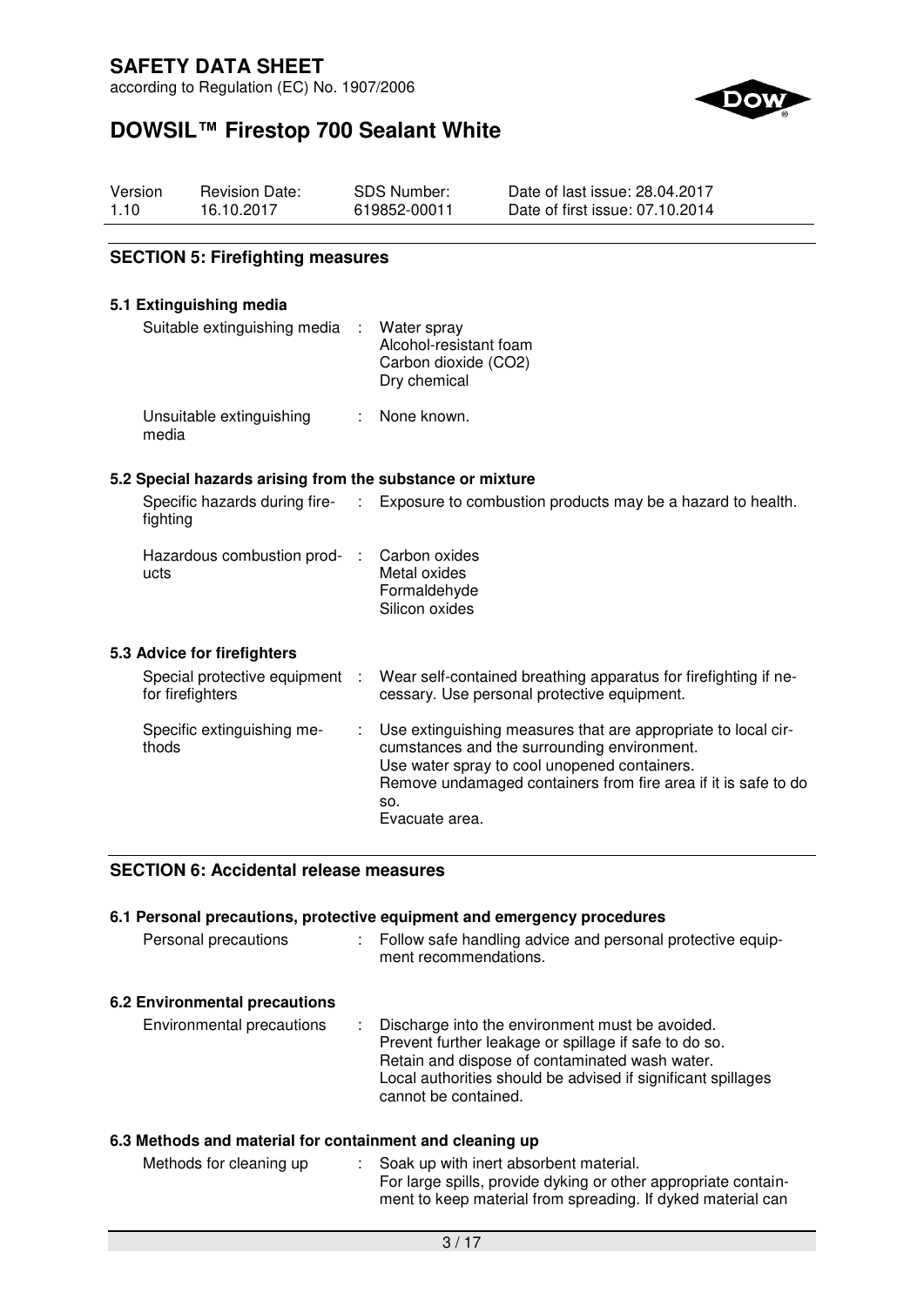## SECTION 5: Firefighting measures

### 5.1 Extinguishing media

| | |
|---|---|
| Suitable extinguishing media | : Water spray<br>Alcohol-resistant foam<br>Carbon dioxide ($CO_2$)<br>Dry chemical |
| Unsuitable extinguishing media | : None known. |

### 5.2 Special hazards arising from the substance or mixture

| | |
|---|---|
| Specific hazards during firefighting | : Exposure to combustion products may be a hazard to health. |
| Hazardous combustion products | : Carbon oxides<br>Metal oxides<br>Formaldehyde<br>Silicon oxides |

### 5.3 Advice for firefighters

| | |
|---|---|
| Special protective equipment for firefighters | : Wear self-contained breathing apparatus for firefighting if necessary. Use personal protective equipment. |
| Specific extinguishing methods | : Use extinguishing measures that are appropriate to local circumstances and the surrounding environment.<br>Use water spray to cool unopened containers.<br>Remove undamaged containers from fire area if it is safe to do so.<br>Evacuate area. |

## SECTION 6: Accidental release measures

### 6.1 Personal precautions, protective equipment and emergency procedures

| | |
|---|---|
| Personal precautions | : Follow safe handling advice and personal protective equipment recommendations. |

### 6.2 Environmental precautions

| | |
|---|---|
| Environmental precautions | : Discharge into the environment must be avoided.<br>Prevent further leakage or spillage if safe to do so.<br>Retain and dispose of contaminated wash water.<br>Local authorities should be advised if significant spillages cannot be contained. |

### 6.3 Methods and material for containment and cleaning up

| | |
|---|---|
| Methods for cleaning up | : Soak up with inert absorbent material.<br>For large spills, provide dyking or other appropriate containment to keep material from spreading. If dyked material can |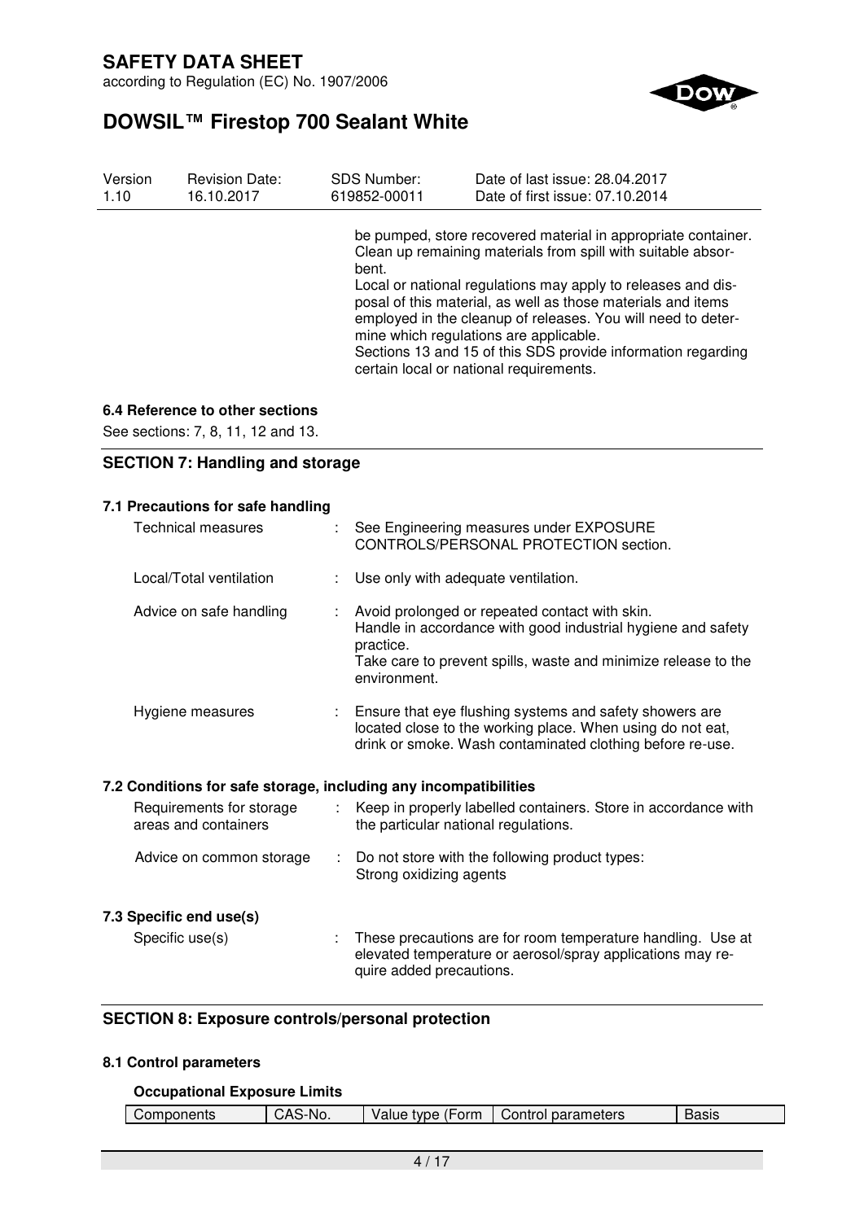be pumped, store recovered material in appropriate container. Clean up remaining materials from spill with suitable absorbent.
Local or national regulations may apply to releases and disposal of this material, as well as those materials and items employed in the cleanup of releases. You will need to determine which regulations are applicable.
Sections 13 and 15 of this SDS provide information regarding certain local or national requirements.

### 6.4 Reference to other sections

See sections: 7, 8, 11, 12 and 13.

## SECTION 7: Handling and storage

### 7.1 Precautions for safe handling

| | |
|---|---|
| Technical measures | : See Engineering measures under EXPOSURE CONTROLS/PERSONAL PROTECTION section. |
| Local/Total ventilation | : Use only with adequate ventilation. |
| Advice on safe handling | : Avoid prolonged or repeated contact with skin. Handle in accordance with good industrial hygiene and safety practice. Take care to prevent spills, waste and minimize release to the environment. |
| Hygiene measures | : Ensure that eye flushing systems and safety showers are located close to the working place. When using do not eat, drink or smoke. Wash contaminated clothing before re-use. |

### 7.2 Conditions for safe storage, including any incompatibilities

| | |
|---|---|
| Requirements for storage areas and containers | : Keep in properly labelled containers. Store in accordance with the particular national regulations. |
| Advice on common storage | : Do not store with the following product types: Strong oxidizing agents |

### 7.3 Specific end use(s)

| | |
|---|---|
| Specific use(s) | : These precautions are for room temperature handling. Use at elevated temperature or aerosol/spray applications may require added precautions. |

## SECTION 8: Exposure controls/personal protection

### 8.1 Control parameters

**Occupational Exposure Limits**

| Components | CAS-No. | Value type (Form | Control parameters | Basis |
|---|---|---|---|---|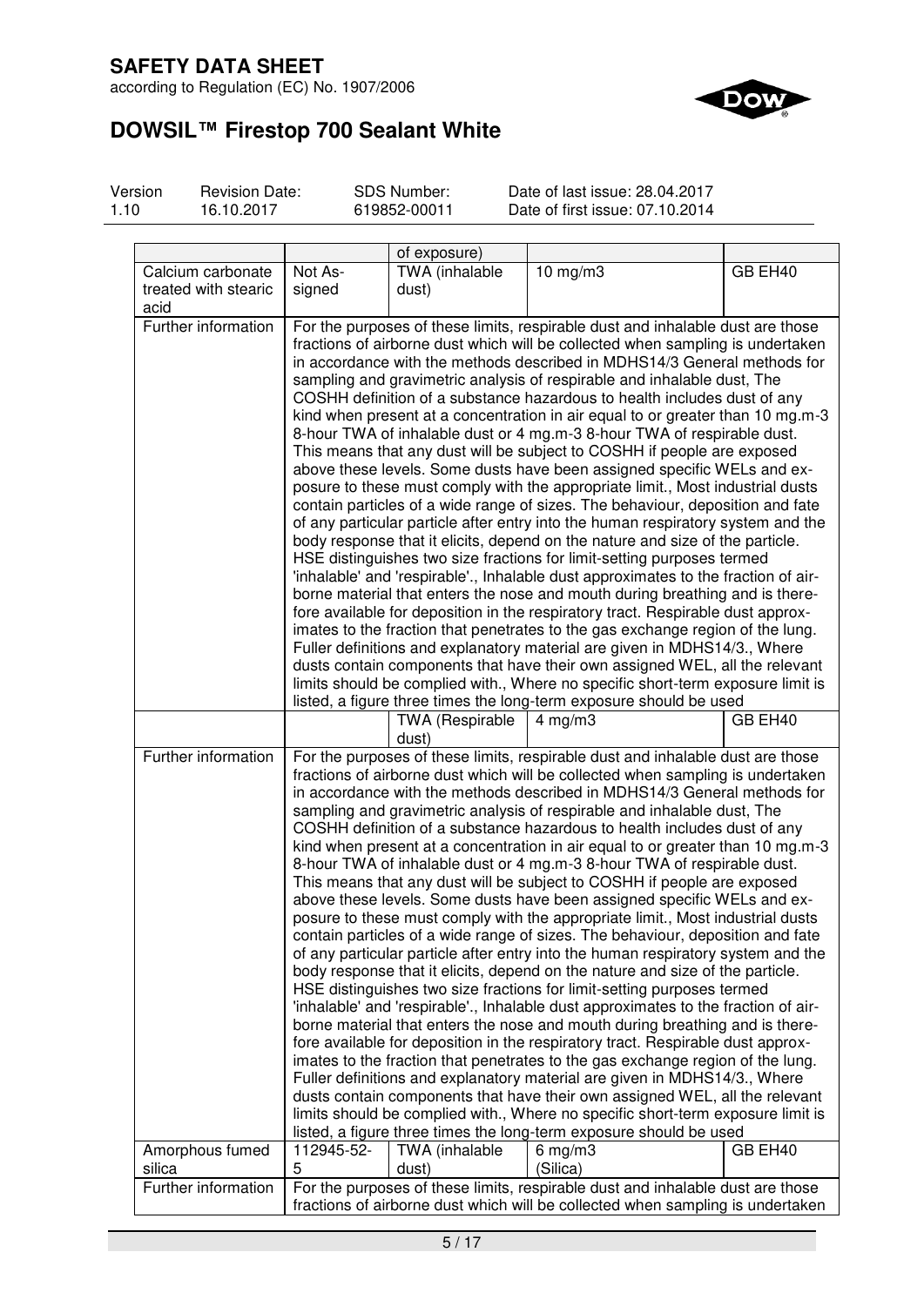| | | of exposure) | | |
|---|---|---|---|---|
| Calcium carbonate treated with stearic acid | Not Assigned | TWA (inhalable dust) | 10 mg/m3 | GB EH40 |
| Further information | For the purposes of these limits, respirable dust and inhalable dust are those fractions of airborne dust which will be collected when sampling is undertaken in accordance with the methods described in MDHS14/3 General methods for sampling and gravimetric analysis of respirable and inhalable dust, The COSHH definition of a substance hazardous to health includes dust of any kind when present at a concentration in air equal to or greater than 10 mg.m-3 8-hour TWA of inhalable dust or 4 mg.m-3 8-hour TWA of respirable dust. This means that any dust will be subject to COSHH if people are exposed above these levels. Some dusts have been assigned specific WELs and exposure to these must comply with the appropriate limit., Most industrial dusts contain particles of a wide range of sizes. The behaviour, deposition and fate of any particular particle after entry into the human respiratory system and the body response that it elicits, depend on the nature and size of the particle. HSE distinguishes two size fractions for limit-setting purposes termed 'inhalable' and 'respirable'., Inhalable dust approximates to the fraction of airborne material that enters the nose and mouth during breathing and is therefore available for deposition in the respiratory tract. Respirable dust approximates to the fraction that penetrates to the gas exchange region of the lung. Fuller definitions and explanatory material are given in MDHS14/3., Where dusts contain components that have their own assigned WEL, all the relevant limits should be complied with., Where no specific short-term exposure limit is listed, a figure three times the long-term exposure should be used | | | |
| | | TWA (Respirable dust) | 4 mg/m3 | GB EH40 |
| Further information | For the purposes of these limits, respirable dust and inhalable dust are those fractions of airborne dust which will be collected when sampling is undertaken in accordance with the methods described in MDHS14/3 General methods for sampling and gravimetric analysis of respirable and inhalable dust, The COSHH definition of a substance hazardous to health includes dust of any kind when present at a concentration in air equal to or greater than 10 mg.m-3 8-hour TWA of inhalable dust or 4 mg.m-3 8-hour TWA of respirable dust. This means that any dust will be subject to COSHH if people are exposed above these levels. Some dusts have been assigned specific WELs and exposure to these must comply with the appropriate limit., Most industrial dusts contain particles of a wide range of sizes. The behaviour, deposition and fate of any particular particle after entry into the human respiratory system and the body response that it elicits, depend on the nature and size of the particle. HSE distinguishes two size fractions for limit-setting purposes termed 'inhalable' and 'respirable'., Inhalable dust approximates to the fraction of airborne material that enters the nose and mouth during breathing and is therefore available for deposition in the respiratory tract. Respirable dust approximates to the fraction that penetrates to the gas exchange region of the lung. Fuller definitions and explanatory material are given in MDHS14/3., Where dusts contain components that have their own assigned WEL, all the relevant limits should be complied with., Where no specific short-term exposure limit is listed, a figure three times the long-term exposure should be used | | | |
| Amorphous fumed silica | 112945-52-5 | TWA (inhalable dust) | 6 mg/m3 (Silica) | GB EH40 |
| Further information | For the purposes of these limits, respirable dust and inhalable dust are those fractions of airborne dust which will be collected when sampling is undertaken | | | |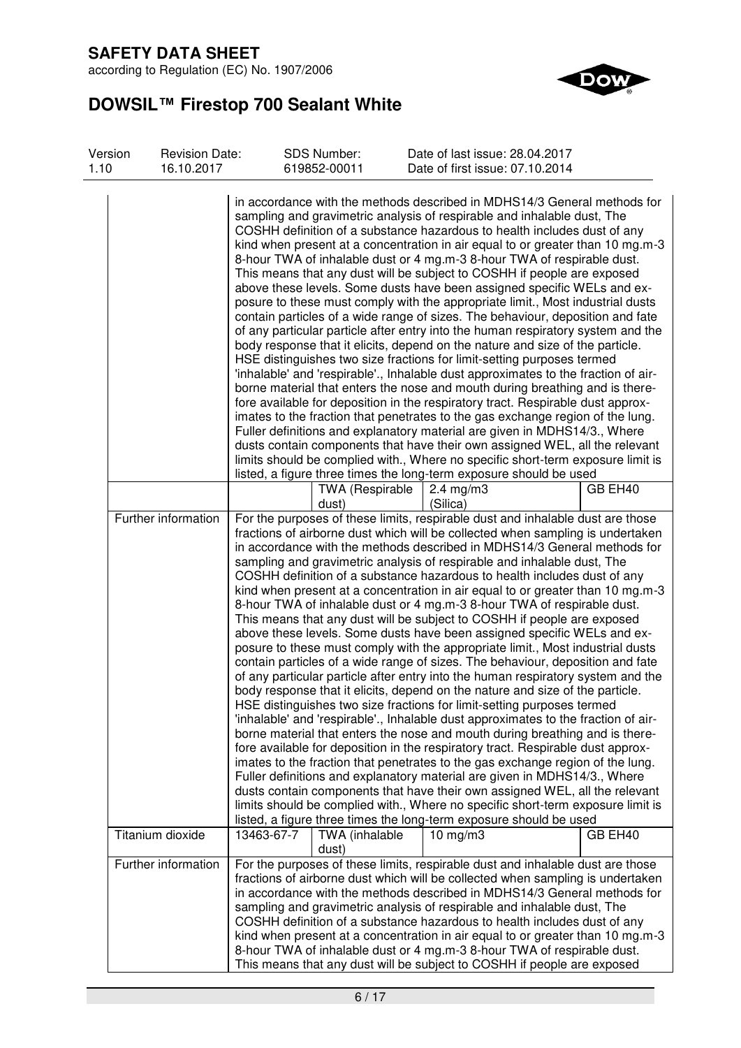## SAFETY DATA SHEET

according to Regulation (EC) No. 1907/2006

# DOWSIL™ Firestop 700 Sealant White

| Version | Revision Date: | SDS Number: | Date of last issue: 28.04.2017 |
|---|---|---|---|
| 1.10 | 16.10.2017 | 619852-00011 | Date of first issue: 07.10.2014 |

| | | | | |
|---|---|---|---|---|
| | in accordance with the methods described in MDHS14/3 General methods for sampling and gravimetric analysis of respirable and inhalable dust, The COSHH definition of a substance hazardous to health includes dust of any kind when present at a concentration in air equal to or greater than 10 mg.m-3 8-hour TWA of inhalable dust or 4 mg.m-3 8-hour TWA of respirable dust. This means that any dust will be subject to COSHH if people are exposed above these levels. Some dusts have been assigned specific WELs and exposure to these must comply with the appropriate limit., Most industrial dusts contain particles of a wide range of sizes. The behaviour, deposition and fate of any particular particle after entry into the human respiratory system and the body response that it elicits, depend on the nature and size of the particle. HSE distinguishes two size fractions for limit-setting purposes termed 'inhalable' and 'respirable'., Inhalable dust approximates to the fraction of airborne material that enters the nose and mouth during breathing and is therefore available for deposition in the respiratory tract. Respirable dust approximates to the fraction that penetrates to the gas exchange region of the lung. Fuller definitions and explanatory material are given in MDHS14/3., Where dusts contain components that have their own assigned WEL, all the relevant limits should be complied with., Where no specific short-term exposure limit is listed, a figure three times the long-term exposure should be used | | | |
| | | TWA (Respirable dust) | 2.4 mg/m3 (Silica) | GB EH40 |
| Further information | For the purposes of these limits, respirable dust and inhalable dust are those fractions of airborne dust which will be collected when sampling is undertaken in accordance with the methods described in MDHS14/3 General methods for sampling and gravimetric analysis of respirable and inhalable dust, The COSHH definition of a substance hazardous to health includes dust of any kind when present at a concentration in air equal to or greater than 10 mg.m-3 8-hour TWA of inhalable dust or 4 mg.m-3 8-hour TWA of respirable dust. This means that any dust will be subject to COSHH if people are exposed above these levels. Some dusts have been assigned specific WELs and exposure to these must comply with the appropriate limit., Most industrial dusts contain particles of a wide range of sizes. The behaviour, deposition and fate of any particular particle after entry into the human respiratory system and the body response that it elicits, depend on the nature and size of the particle. HSE distinguishes two size fractions for limit-setting purposes termed 'inhalable' and 'respirable'., Inhalable dust approximates to the fraction of airborne material that enters the nose and mouth during breathing and is therefore available for deposition in the respiratory tract. Respirable dust approximates to the fraction that penetrates to the gas exchange region of the lung. Fuller definitions and explanatory material are given in MDHS14/3., Where dusts contain components that have their own assigned WEL, all the relevant limits should be complied with., Where no specific short-term exposure limit is listed, a figure three times the long-term exposure should be used | | | |
| Titanium dioxide | 13463-67-7 | TWA (inhalable dust) | 10 mg/m3 | GB EH40 |
| Further information | For the purposes of these limits, respirable dust and inhalable dust are those fractions of airborne dust which will be collected when sampling is undertaken in accordance with the methods described in MDHS14/3 General methods for sampling and gravimetric analysis of respirable and inhalable dust, The COSHH definition of a substance hazardous to health includes dust of any kind when present at a concentration in air equal to or greater than 10 mg.m-3 8-hour TWA of inhalable dust or 4 mg.m-3 8-hour TWA of respirable dust. This means that any dust will be subject to COSHH if people are exposed | | | |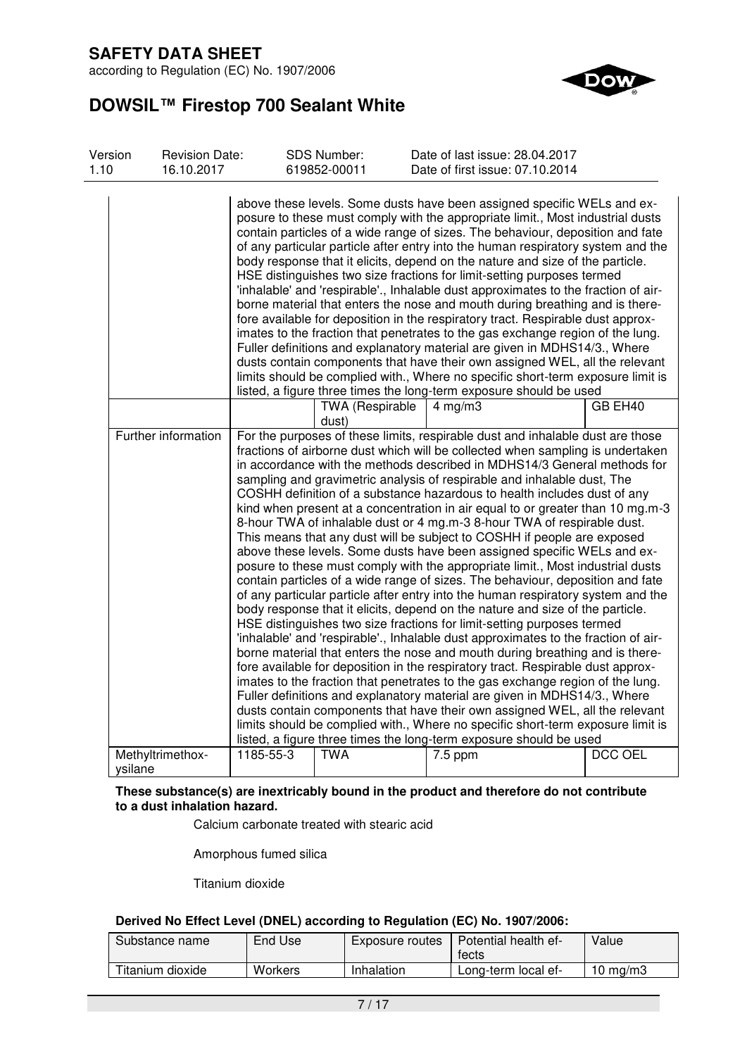| | | | | |
|---|---|---|---|---|
| | above these levels. Some dusts have been assigned specific WELs and exposure to these must comply with the appropriate limit., Most industrial dusts contain particles of a wide range of sizes. The behaviour, deposition and fate of any particular particle after entry into the human respiratory system and the body response that it elicits, depend on the nature and size of the particle. HSE distinguishes two size fractions for limit-setting purposes termed 'inhalable' and 'respirable'., Inhalable dust approximates to the fraction of airborne material that enters the nose and mouth during breathing and is therefore available for deposition in the respiratory tract. Respirable dust approximates to the fraction that penetrates to the gas exchange region of the lung. Fuller definitions and explanatory material are given in MDHS14/3., Where dusts contain components that have their own assigned WEL, all the relevant limits should be complied with., Where no specific short-term exposure limit is listed, a figure three times the long-term exposure should be used | | | |
| | | TWA (Respirable dust) | 4 mg/m3 | GB EH40 |
| Further information | For the purposes of these limits, respirable dust and inhalable dust are those fractions of airborne dust which will be collected when sampling is undertaken in accordance with the methods described in MDHS14/3 General methods for sampling and gravimetric analysis of respirable and inhalable dust, The COSHH definition of a substance hazardous to health includes dust of any kind when present at a concentration in air equal to or greater than 10 mg.m-3 8-hour TWA of inhalable dust or 4 mg.m-3 8-hour TWA of respirable dust. This means that any dust will be subject to COSHH if people are exposed above these levels. Some dusts have been assigned specific WELs and exposure to these must comply with the appropriate limit., Most industrial dusts contain particles of a wide range of sizes. The behaviour, deposition and fate of any particular particle after entry into the human respiratory system and the body response that it elicits, depend on the nature and size of the particle. HSE distinguishes two size fractions for limit-setting purposes termed 'inhalable' and 'respirable'., Inhalable dust approximates to the fraction of airborne material that enters the nose and mouth during breathing and is therefore available for deposition in the respiratory tract. Respirable dust approximates to the fraction that penetrates to the gas exchange region of the lung. Fuller definitions and explanatory material are given in MDHS14/3., Where dusts contain components that have their own assigned WEL, all the relevant limits should be complied with., Where no specific short-term exposure limit is listed, a figure three times the long-term exposure should be used | | | |
| Methyltrimethoxysilane | 1185-55-3 | TWA | 7.5 ppm | DCC OEL |

**These substance(s) are inextricably bound in the product and therefore do not contribute to a dust inhalation hazard.**

Calcium carbonate treated with stearic acid

Amorphous fumed silica

Titanium dioxide

**Derived No Effect Level (DNEL) according to Regulation (EC) No. 1907/2006:**

| Substance name | End Use | Exposure routes | Potential health effects | Value |
|---|---|---|---|---|
| Titanium dioxide | Workers | Inhalation | Long-term local ef- | 10 mg/m3 |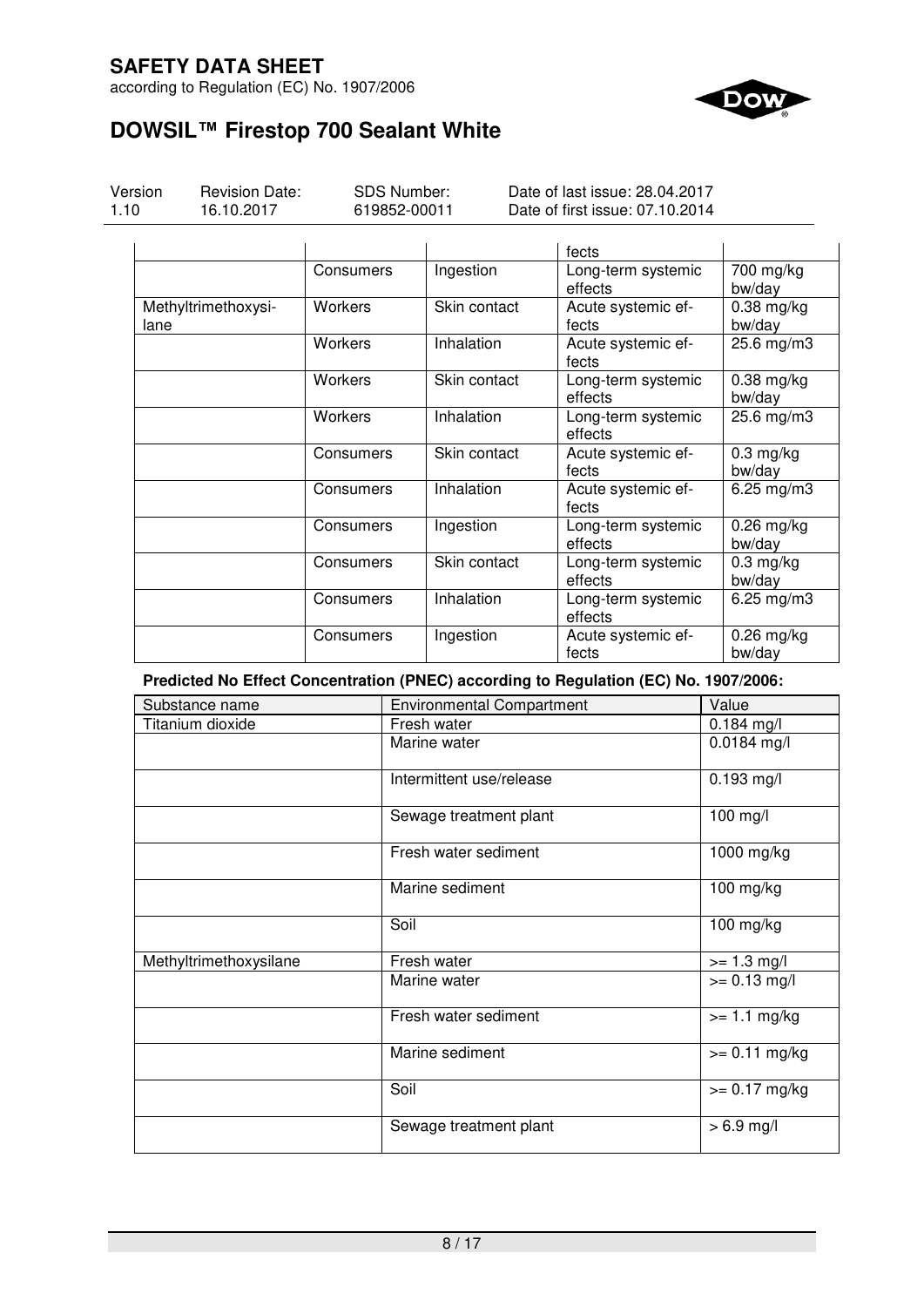| | | | | |
|---|---|---|---|---|
| | | | fects | |
| | Consumers | Ingestion | Long-term systemic effects | 700 mg/kg bw/day |
| Methyltrimethoxysilane | Workers | Skin contact | Acute systemic effects | 0.38 mg/kg bw/day |
| | Workers | Inhalation | Acute systemic effects | 25.6 mg/m3 |
| | Workers | Skin contact | Long-term systemic effects | 0.38 mg/kg bw/day |
| | Workers | Inhalation | Long-term systemic effects | 25.6 mg/m3 |
| | Consumers | Skin contact | Acute systemic effects | 0.3 mg/kg bw/day |
| | Consumers | Inhalation | Acute systemic effects | 6.25 mg/m3 |
| | Consumers | Ingestion | Long-term systemic effects | 0.26 mg/kg bw/day |
| | Consumers | Skin contact | Long-term systemic effects | 0.3 mg/kg bw/day |
| | Consumers | Inhalation | Long-term systemic effects | 6.25 mg/m3 |
| | Consumers | Ingestion | Acute systemic effects | 0.26 mg/kg bw/day |

**Predicted No Effect Concentration (PNEC) according to Regulation (EC) No. 1907/2006:**

| Substance name | Environmental Compartment | Value |
|---|---|---|
| Titanium dioxide | Fresh water | 0.184 mg/l |
| | Marine water | 0.0184 mg/l |
| | Intermittent use/release | 0.193 mg/l |
| | Sewage treatment plant | 100 mg/l |
| | Fresh water sediment | 1000 mg/kg |
| | Marine sediment | 100 mg/kg |
| | Soil | 100 mg/kg |
| Methyltrimethoxysilane | Fresh water | >= 1.3 mg/l |
| | Marine water | >= 0.13 mg/l |
| | Fresh water sediment | >= 1.1 mg/kg |
| | Marine sediment | >= 0.11 mg/kg |
| | Soil | >= 0.17 mg/kg |
| | Sewage treatment plant | > 6.9 mg/l |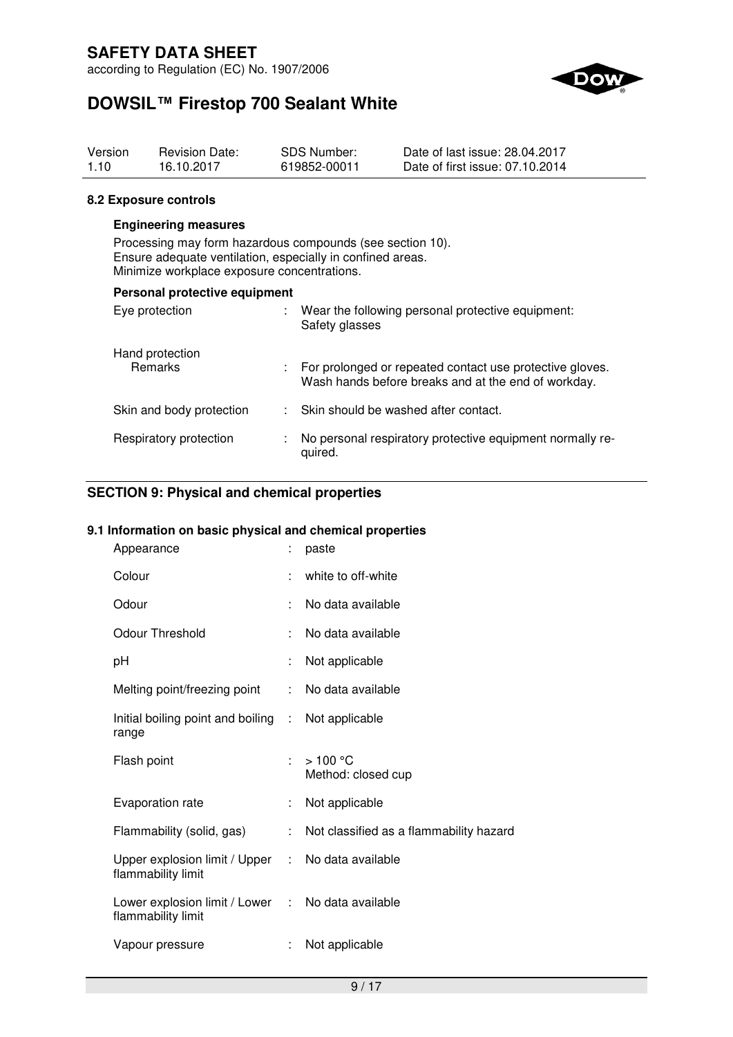#### 8.2 Exposure controls

**Engineering measures**

Processing may form hazardous compounds (see section 10).
Ensure adequate ventilation, especially in confined areas.
Minimize workplace exposure concentrations.

**Personal protective equipment**

| | | |
|---|---|---|
| Eye protection | : | Wear the following personal protective equipment: Safety glasses |
| Hand protection Remarks | : | For prolonged or repeated contact use protective gloves. Wash hands before breaks and at the end of workday. |
| Skin and body protection | : | Skin should be washed after contact. |
| Respiratory protection | : | No personal respiratory protective equipment normally required. |

## SECTION 9: Physical and chemical properties

#### 9.1 Information on basic physical and chemical properties

| | | |
|---|---|---|
| Appearance | : | paste |
| Colour | : | white to off-white |
| Odour | : | No data available |
| Odour Threshold | : | No data available |
| pH | : | Not applicable |
| Melting point/freezing point | : | No data available |
| Initial boiling point and boiling range | : | Not applicable |
| Flash point | : | > 100 °C<br>Method: closed cup |
| Evaporation rate | : | Not applicable |
| Flammability (solid, gas) | : | Not classified as a flammability hazard |
| Upper explosion limit / Upper flammability limit | : | No data available |
| Lower explosion limit / Lower flammability limit | : | No data available |
| Vapour pressure | : | Not applicable |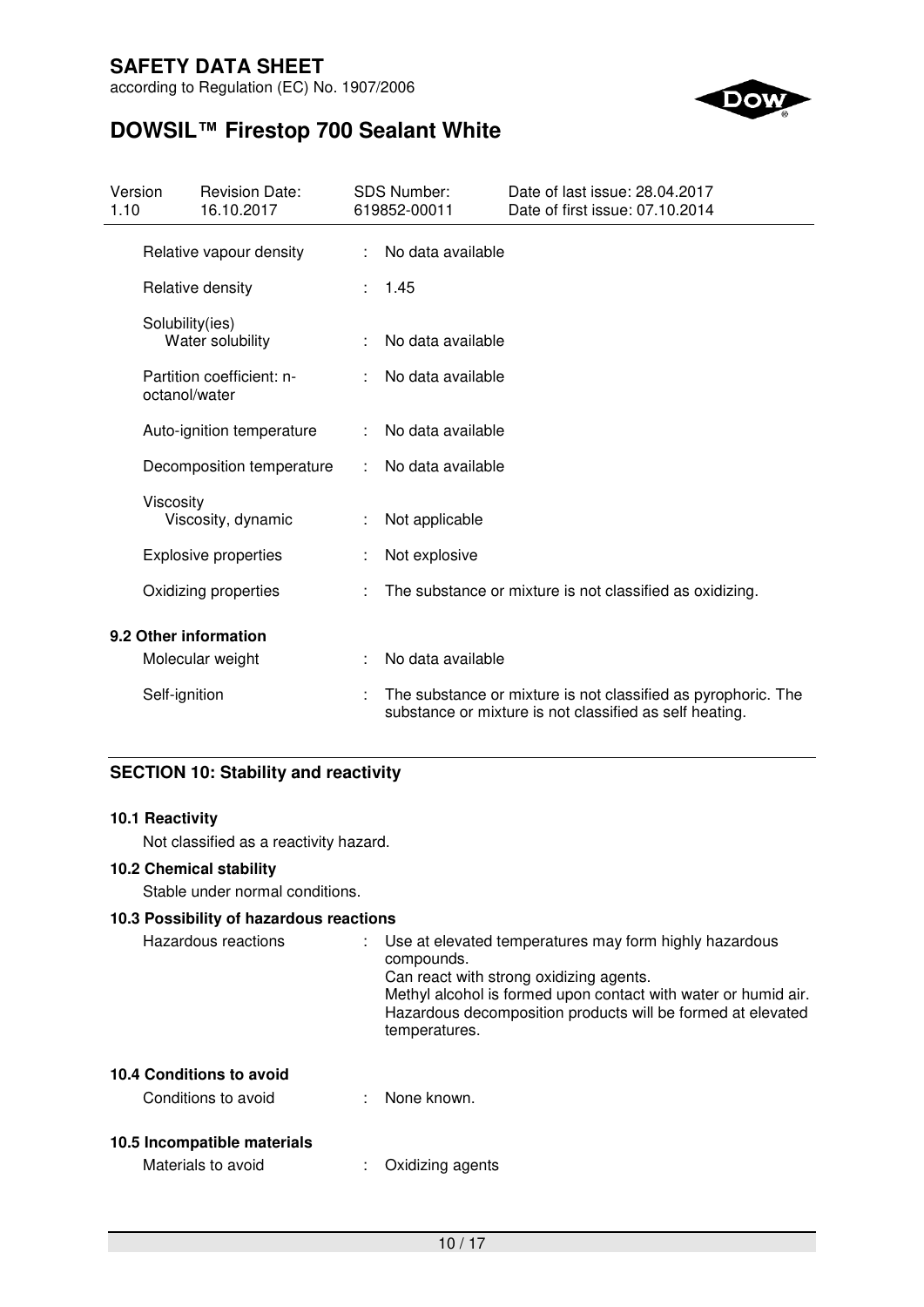| Relative vapour density | : | No data available |
|---|---|---|
| Relative density | : | 1.45 |
| Solubility(ies)<br>Water solubility | : | No data available |
| Partition coefficient: n-octanol/water | : | No data available |
| Auto-ignition temperature | : | No data available |
| Decomposition temperature | : | No data available |
| Viscosity<br>Viscosity, dynamic | : | Not applicable |
| Explosive properties | : | Not explosive |
| Oxidizing properties | : | The substance or mixture is not classified as oxidizing. |

**9.2 Other information**

| Molecular weight | : | No data available |
|---|---|---|
| Self-ignition | : | The substance or mixture is not classified as pyrophoric. The substance or mixture is not classified as self heating. |

## SECTION 10: Stability and reactivity

**10.1 Reactivity**

Not classified as a reactivity hazard.

**10.2 Chemical stability**

Stable under normal conditions.

**10.3 Possibility of hazardous reactions**

Hazardous reactions : Use at elevated temperatures may form highly hazardous compounds.
Can react with strong oxidizing agents.
Methyl alcohol is formed upon contact with water or humid air.
Hazardous decomposition products will be formed at elevated temperatures.

**10.4 Conditions to avoid**

Conditions to avoid : None known.

**10.5 Incompatible materials**

Materials to avoid : Oxidizing agents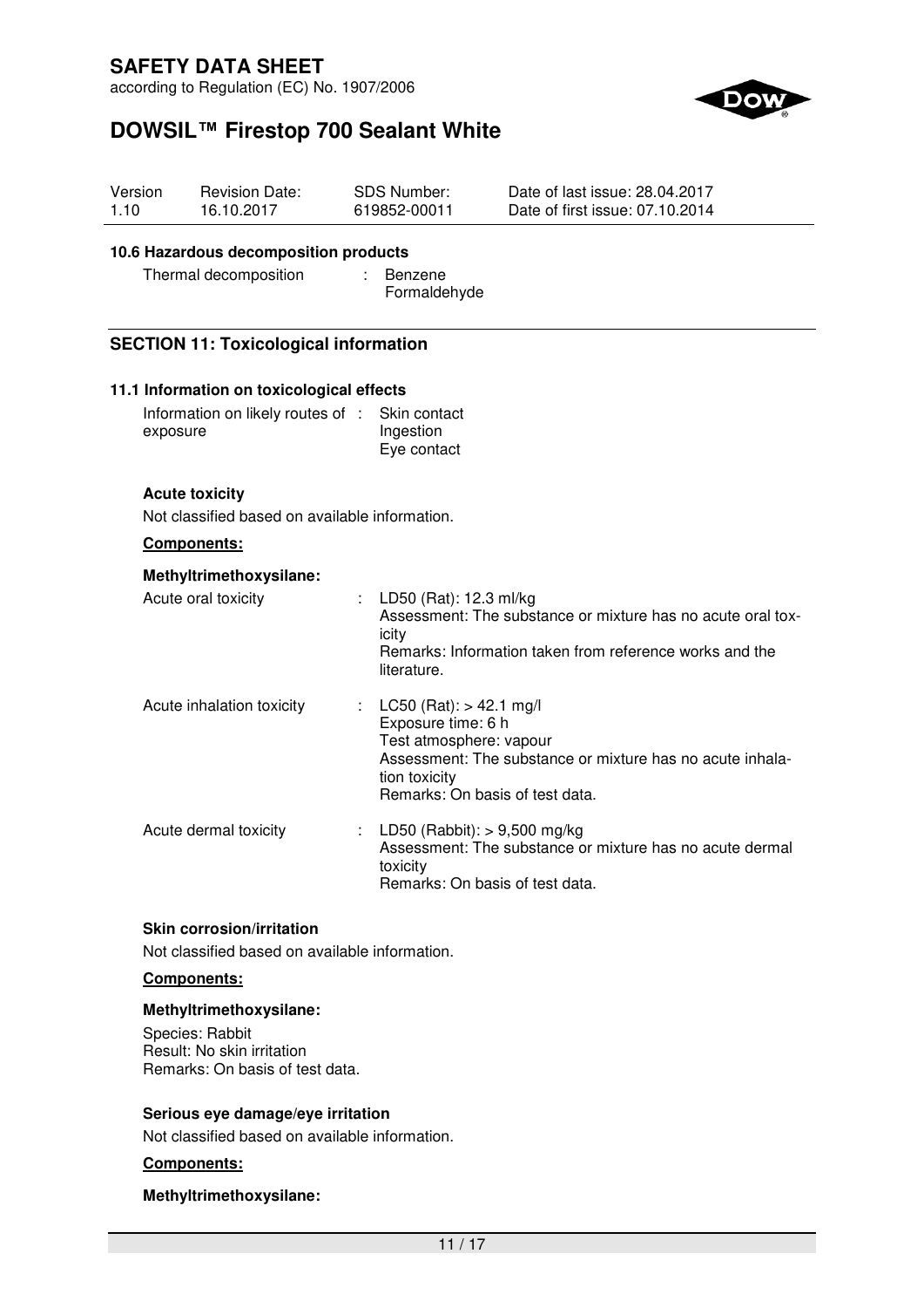#### 10.6 Hazardous decomposition products

| | | |
|---|---|---|
| Thermal decomposition | : | Benzene<br>Formaldehyde |

## SECTION 11: Toxicological information

### 11.1 Information on toxicological effects

| | | |
|---|---|---|
| Information on likely routes of exposure | : | Skin contact<br>Ingestion<br>Eye contact |

**Acute toxicity**

Not classified based on available information.

**Components:**

**Methyltrimethoxysilane:**

| | | |
|---|---|---|
| Acute oral toxicity | : | LD50 (Rat): 12.3 ml/kg<br>Assessment: The substance or mixture has no acute oral toxicity<br>Remarks: Information taken from reference works and the literature. |
| Acute inhalation toxicity | : | LC50 (Rat): > 42.1 mg/l<br>Exposure time: 6 h<br>Test atmosphere: vapour<br>Assessment: The substance or mixture has no acute inhalation toxicity<br>Remarks: On basis of test data. |
| Acute dermal toxicity | : | LD50 (Rabbit): > 9,500 mg/kg<br>Assessment: The substance or mixture has no acute dermal toxicity<br>Remarks: On basis of test data. |

**Skin corrosion/irritation**

Not classified based on available information.

**Components:**

**Methyltrimethoxysilane:**

Species: Rabbit
Result: No skin irritation
Remarks: On basis of test data.

**Serious eye damage/eye irritation**

Not classified based on available information.

**Components:**

**Methyltrimethoxysilane:**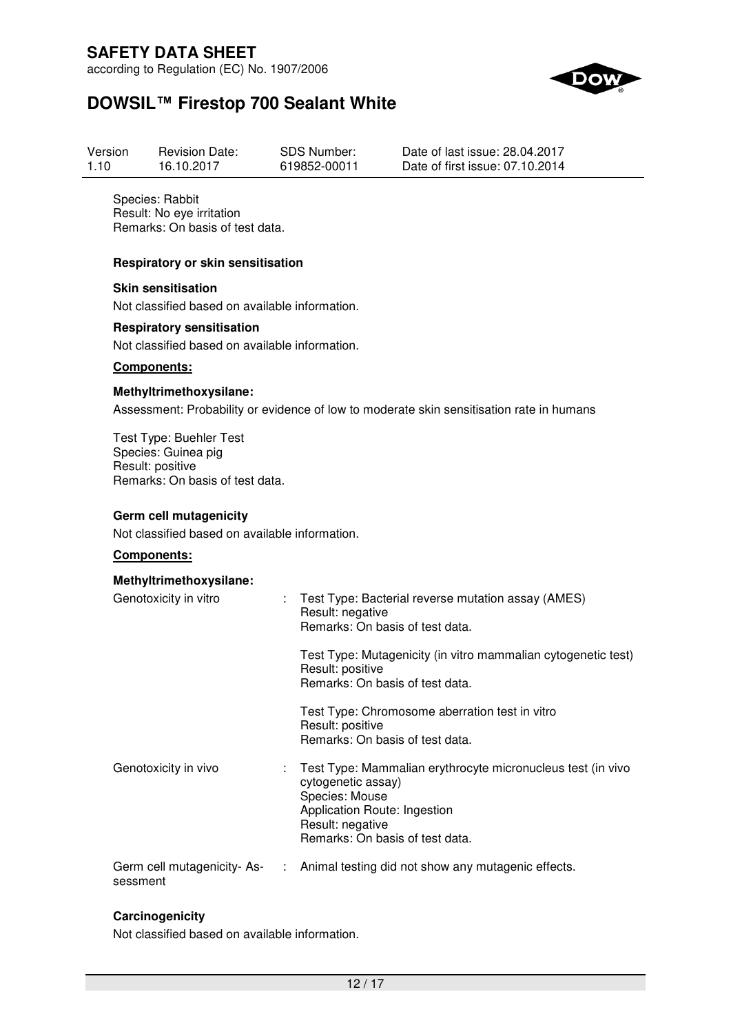Species: Rabbit
Result: No eye irritation
Remarks: On basis of test data.

**Respiratory or skin sensitisation**

**Skin sensitisation**

Not classified based on available information.

**Respiratory sensitisation**

Not classified based on available information.

**Components:**

**Methyltrimethoxysilane:**

Assessment: Probability or evidence of low to moderate skin sensitisation rate in humans

Test Type: Buehler Test
Species: Guinea pig
Result: positive
Remarks: On basis of test data.

**Germ cell mutagenicity**

Not classified based on available information.

**Components:**

**Methyltrimethoxysilane:**

Genotoxicity in vitro : Test Type: Bacterial reverse mutation assay (AMES)
Result: negative
Remarks: On basis of test data.

Test Type: Mutagenicity (in vitro mammalian cytogenetic test)
Result: positive
Remarks: On basis of test data.

Test Type: Chromosome aberration test in vitro
Result: positive
Remarks: On basis of test data.

Genotoxicity in vivo : Test Type: Mammalian erythrocyte micronucleus test (in vivo cytogenetic assay)
Species: Mouse
Application Route: Ingestion
Result: negative
Remarks: On basis of test data.

Germ cell mutagenicity- Assessment : Animal testing did not show any mutagenic effects.

**Carcinogenicity**

Not classified based on available information.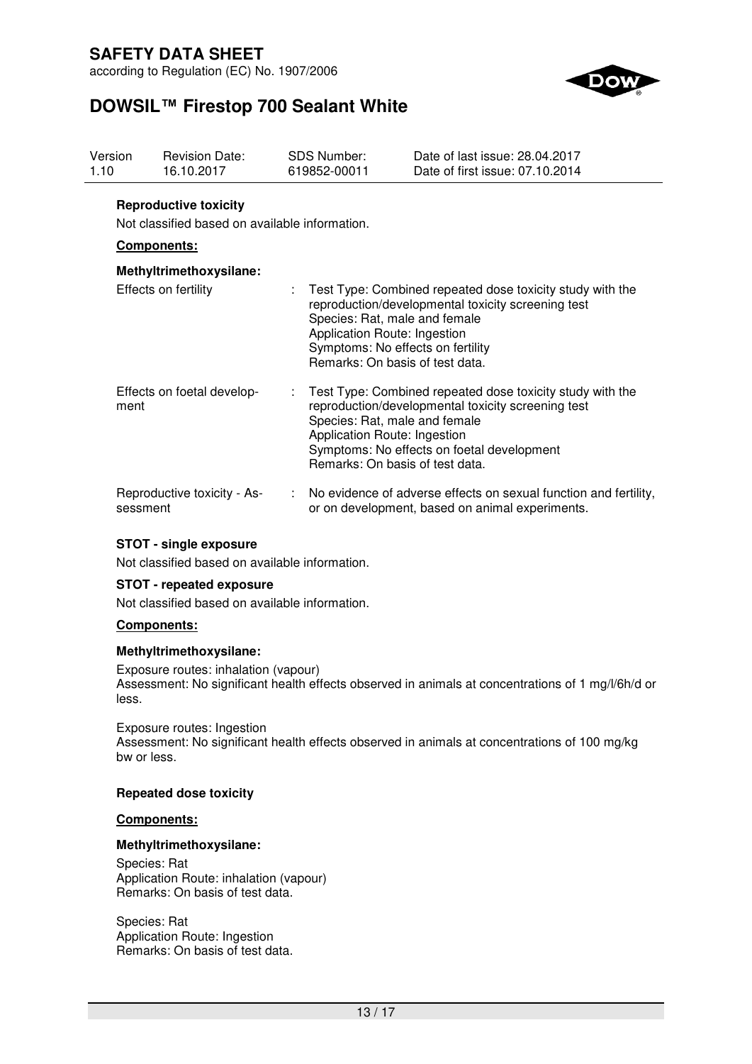**Reproductive toxicity**

Not classified based on available information.

**Components:**

**Methyltrimethoxysilane:**

| | | |
|---|---|---|
| Effects on fertility | : | Test Type: Combined repeated dose toxicity study with the reproduction/developmental toxicity screening test<br>Species: Rat, male and female<br>Application Route: Ingestion<br>Symptoms: No effects on fertility<br>Remarks: On basis of test data. |
| Effects on foetal development | : | Test Type: Combined repeated dose toxicity study with the reproduction/developmental toxicity screening test<br>Species: Rat, male and female<br>Application Route: Ingestion<br>Symptoms: No effects on foetal development<br>Remarks: On basis of test data. |
| Reproductive toxicity - Assessment | : | No evidence of adverse effects on sexual function and fertility, or on development, based on animal experiments. |

**STOT - single exposure**

Not classified based on available information.

**STOT - repeated exposure**

Not classified based on available information.

**Components:**

**Methyltrimethoxysilane:**

Exposure routes: inhalation (vapour)
Assessment: No significant health effects observed in animals at concentrations of 1 mg/l/6h/d or less.

Exposure routes: Ingestion
Assessment: No significant health effects observed in animals at concentrations of 100 mg/kg bw or less.

**Repeated dose toxicity**

**Components:**

**Methyltrimethoxysilane:**

Species: Rat
Application Route: inhalation (vapour)
Remarks: On basis of test data.

Species: Rat
Application Route: Ingestion
Remarks: On basis of test data.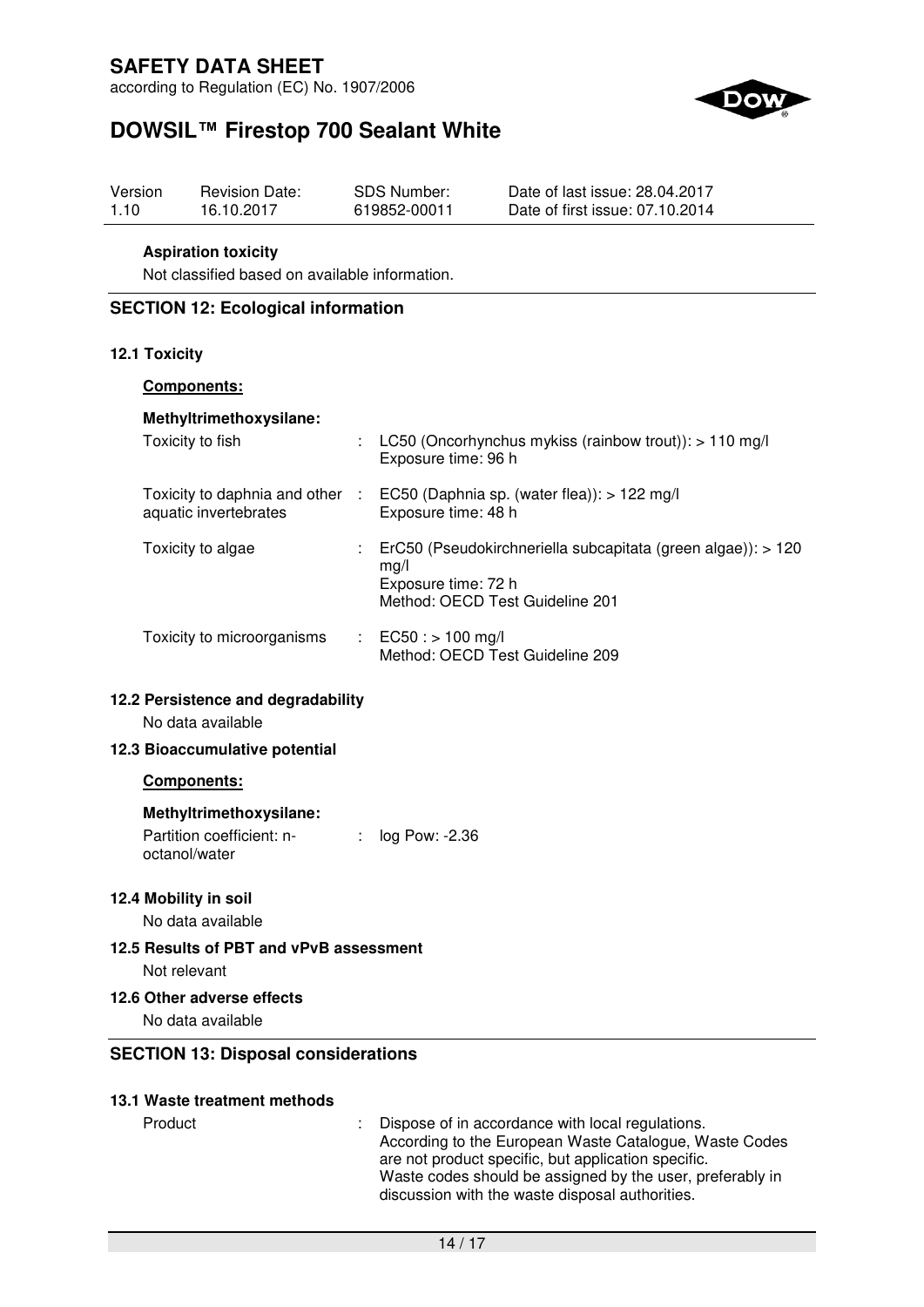**Aspiration toxicity**

Not classified based on available information.

## SECTION 12: Ecological information

### 12.1 Toxicity

**Components:**

**Methyltrimethoxysilane:**

| | | |
|---|---|---|
| Toxicity to fish | : | LC50 (Oncorhynchus mykiss (rainbow trout)): > 110 mg/l<br>Exposure time: 96 h |
| Toxicity to daphnia and other aquatic invertebrates | : | EC50 (Daphnia sp. (water flea)): > 122 mg/l<br>Exposure time: 48 h |
| Toxicity to algae | : | ErC50 (Pseudokirchneriella subcapitata (green algae)): > 120 mg/l<br>Exposure time: 72 h<br>Method: OECD Test Guideline 201 |
| Toxicity to microorganisms | : | EC50 : > 100 mg/l<br>Method: OECD Test Guideline 209 |

### 12.2 Persistence and degradability

No data available

### 12.3 Bioaccumulative potential

**Components:**

**Methyltrimethoxysilane:**

| | | |
|---|---|---|
| Partition coefficient: n-octanol/water | : | log Pow: -2.36 |

### 12.4 Mobility in soil

No data available

### 12.5 Results of PBT and vPvB assessment

Not relevant

### 12.6 Other adverse effects

No data available

## SECTION 13: Disposal considerations

### 13.1 Waste treatment methods

| | | |
|---|---|---|
| Product | : | Dispose of in accordance with local regulations.<br>According to the European Waste Catalogue, Waste Codes are not product specific, but application specific.<br>Waste codes should be assigned by the user, preferably in discussion with the waste disposal authorities. |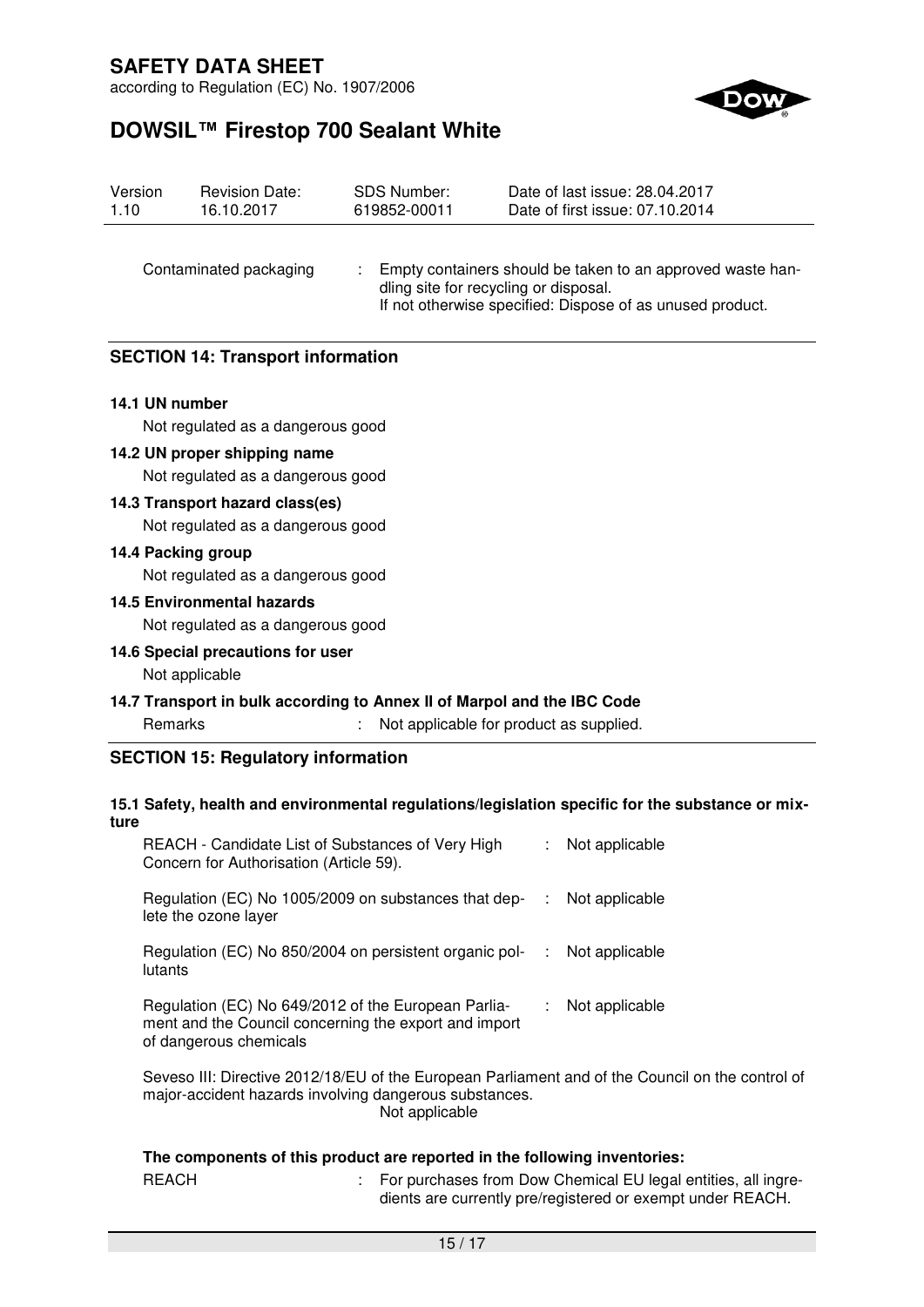Contaminated packaging : Empty containers should be taken to an approved waste handling site for recycling or disposal.
If not otherwise specified: Dispose of as unused product.

## SECTION 14: Transport information

**14.1 UN number**

Not regulated as a dangerous good

**14.2 UN proper shipping name**

Not regulated as a dangerous good

**14.3 Transport hazard class(es)**

Not regulated as a dangerous good

**14.4 Packing group**

Not regulated as a dangerous good

**14.5 Environmental hazards**

Not regulated as a dangerous good

**14.6 Special precautions for user**

Not applicable

**14.7 Transport in bulk according to Annex II of Marpol and the IBC Code**

Remarks : Not applicable for product as supplied.

## SECTION 15: Regulatory information

**15.1 Safety, health and environmental regulations/legislation specific for the substance or mixture**

REACH - Candidate List of Substances of Very High Concern for Authorisation (Article 59). : Not applicable

Regulation (EC) No 1005/2009 on substances that deplete the ozone layer : Not applicable

Regulation (EC) No 850/2004 on persistent organic pollutants : Not applicable

Regulation (EC) No 649/2012 of the European Parliament and the Council concerning the export and import of dangerous chemicals : Not applicable

Seveso III: Directive 2012/18/EU of the European Parliament and of the Council on the control of major-accident hazards involving dangerous substances.
Not applicable

**The components of this product are reported in the following inventories:**

REACH : For purchases from Dow Chemical EU legal entities, all ingredients are currently pre/registered or exempt under REACH.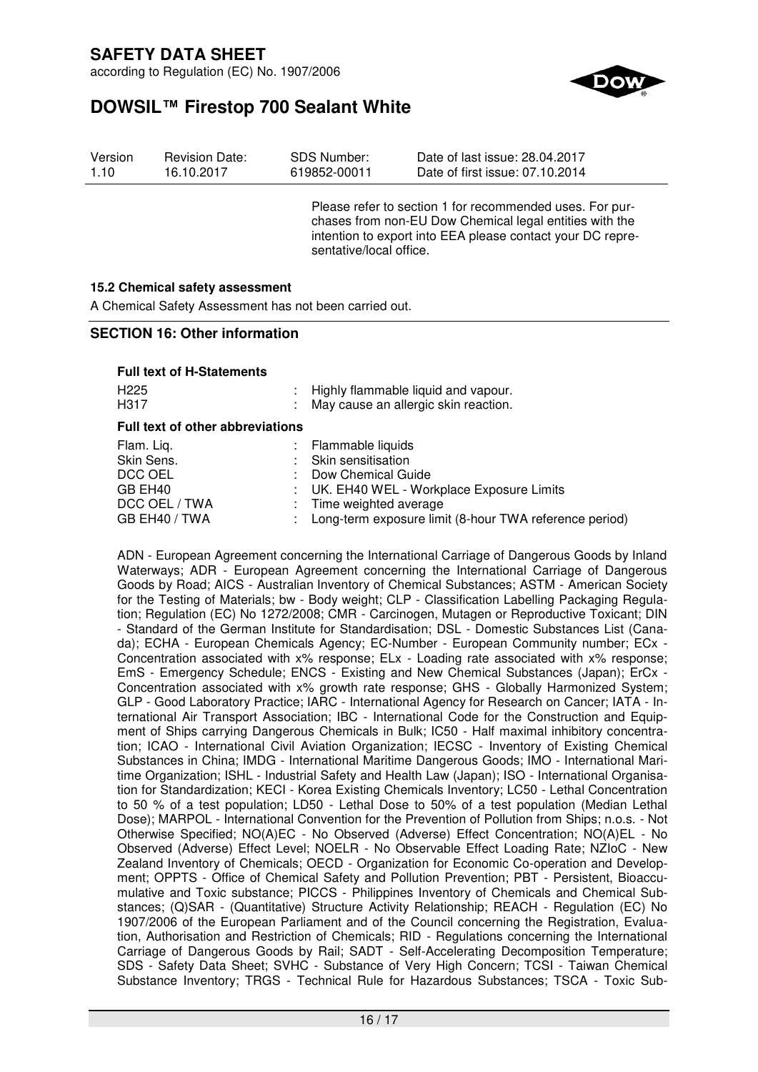Please refer to section 1 for recommended uses. For purchases from non-EU Dow Chemical legal entities with the intention to export into EEA please contact your DC representative/local office.

### 15.2 Chemical safety assessment

A Chemical Safety Assessment has not been carried out.

## SECTION 16: Other information

**Full text of H-Statements**

| | |
|---|---|
| H225 | : Highly flammable liquid and vapour. |
| H317 | : May cause an allergic skin reaction. |

**Full text of other abbreviations**

| | |
|---|---|
| Flam. Liq. | : Flammable liquids |
| Skin Sens. | : Skin sensitisation |
| DCC OEL | : Dow Chemical Guide |
| GB EH40 | : UK. EH40 WEL - Workplace Exposure Limits |
| DCC OEL / TWA | : Time weighted average |
| GB EH40 / TWA | : Long-term exposure limit (8-hour TWA reference period) |

ADN - European Agreement concerning the International Carriage of Dangerous Goods by Inland Waterways; ADR - European Agreement concerning the International Carriage of Dangerous Goods by Road; AICS - Australian Inventory of Chemical Substances; ASTM - American Society for the Testing of Materials; bw - Body weight; CLP - Classification Labelling Packaging Regulation; Regulation (EC) No 1272/2008; CMR - Carcinogen, Mutagen or Reproductive Toxicant; DIN - Standard of the German Institute for Standardisation; DSL - Domestic Substances List (Canada); ECHA - European Chemicals Agency; EC-Number - European Community number; ECx - Concentration associated with x% response; ELx - Loading rate associated with x% response; EmS - Emergency Schedule; ENCS - Existing and New Chemical Substances (Japan); ErCx - Concentration associated with x% growth rate response; GHS - Globally Harmonized System; GLP - Good Laboratory Practice; IARC - International Agency for Research on Cancer; IATA - International Air Transport Association; IBC - International Code for the Construction and Equipment of Ships carrying Dangerous Chemicals in Bulk; IC50 - Half maximal inhibitory concentration; ICAO - International Civil Aviation Organization; IECSC - Inventory of Existing Chemical Substances in China; IMDG - International Maritime Dangerous Goods; IMO - International Maritime Organization; ISHL - Industrial Safety and Health Law (Japan); ISO - International Organisation for Standardization; KECI - Korea Existing Chemicals Inventory; LC50 - Lethal Concentration to 50 % of a test population; LD50 - Lethal Dose to 50% of a test population (Median Lethal Dose); MARPOL - International Convention for the Prevention of Pollution from Ships; n.o.s. - Not Otherwise Specified; NO(A)EC - No Observed (Adverse) Effect Concentration; NO(A)EL - No Observed (Adverse) Effect Level; NOELR - No Observable Effect Loading Rate; NZIoC - New Zealand Inventory of Chemicals; OECD - Organization for Economic Co-operation and Development; OPPTS - Office of Chemical Safety and Pollution Prevention; PBT - Persistent, Bioaccumulative and Toxic substance; PICCS - Philippines Inventory of Chemicals and Chemical Substances; (Q)SAR - (Quantitative) Structure Activity Relationship; REACH - Regulation (EC) No 1907/2006 of the European Parliament and of the Council concerning the Registration, Evaluation, Authorisation and Restriction of Chemicals; RID - Regulations concerning the International Carriage of Dangerous Goods by Rail; SADT - Self-Accelerating Decomposition Temperature; SDS - Safety Data Sheet; SVHC - Substance of Very High Concern; TCSI - Taiwan Chemical Substance Inventory; TRGS - Technical Rule for Hazardous Substances; TSCA - Toxic Sub-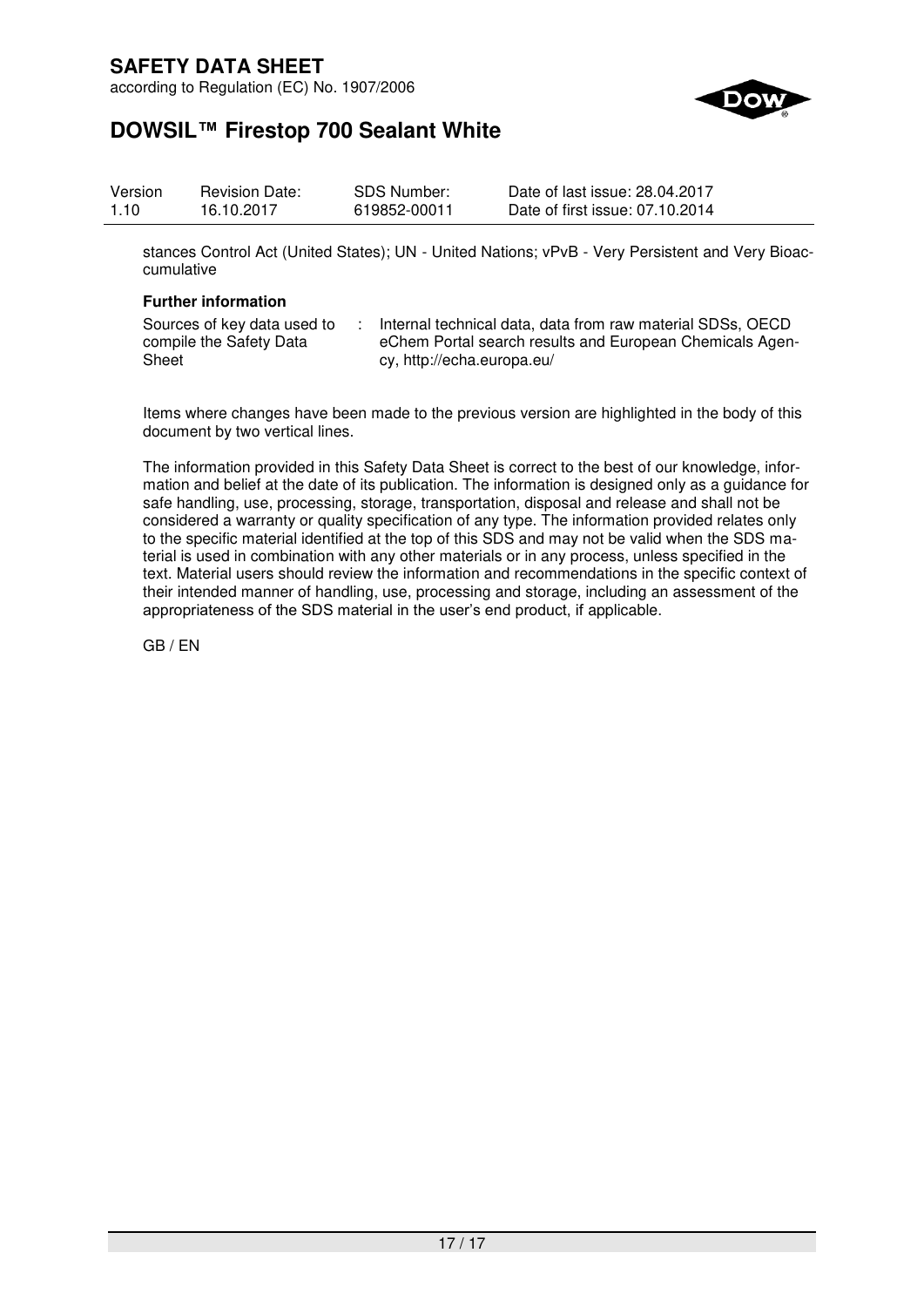stances Control Act (United States); UN - United Nations; vPvB - Very Persistent and Very Bioaccumulative

**Further information**

| | | |
|---|---|---|
| Sources of key data used to compile the Safety Data Sheet | : | Internal technical data, data from raw material SDSs, OECD eChem Portal search results and European Chemicals Agency, http://echa.europa.eu/ |

Items where changes have been made to the previous version are highlighted in the body of this document by two vertical lines.

The information provided in this Safety Data Sheet is correct to the best of our knowledge, information and belief at the date of its publication. The information is designed only as a guidance for safe handling, use, processing, storage, transportation, disposal and release and shall not be considered a warranty or quality specification of any type. The information provided relates only to the specific material identified at the top of this SDS and may not be valid when the SDS material is used in combination with any other materials or in any process, unless specified in the text. Material users should review the information and recommendations in the specific context of their intended manner of handling, use, processing and storage, including an assessment of the appropriateness of the SDS material in the user's end product, if applicable.

GB / EN